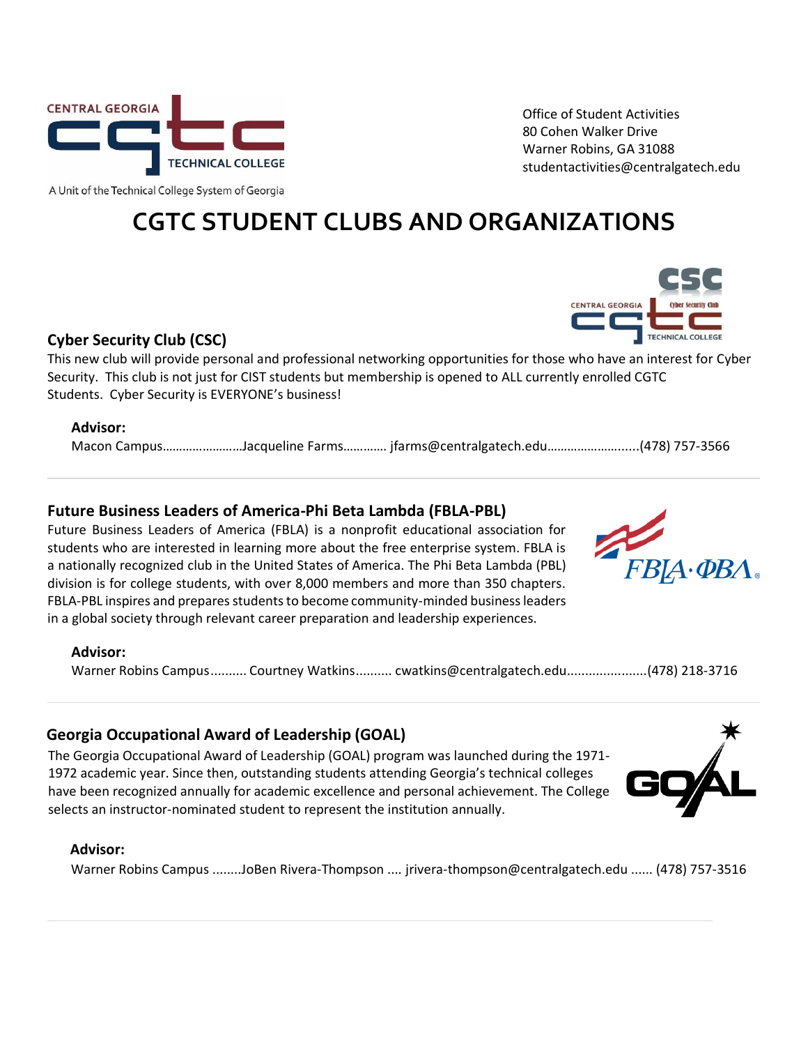Office of Student Activities
80 Cohen Walker Drive
Warner Robins, GA 31088
studentactivities@centralgatech.edu

A Unit of the Technical College System of Georgia

# CGTC STUDENT CLUBS AND ORGANIZATIONS

## Cyber Security Club (CSC)

This new club will provide personal and professional networking opportunities for those who have an interest for Cyber Security. This club is not just for CIST students but membership is opened to ALL currently enrolled CGTC Students. Cyber Security is EVERYONE's business!

**Advisor:**

Macon Campus……………………Jacqueline Farms…………. jfarms@centralgatech.edu……………………....(478) 757-3566

---

## Future Business Leaders of America-Phi Beta Lambda (FBLA-PBL)

Future Business Leaders of America (FBLA) is a nonprofit educational association for students who are interested in learning more about the free enterprise system. FBLA is a nationally recognized club in the United States of America. The Phi Beta Lambda (PBL) division is for college students, with over 8,000 members and more than 350 chapters. FBLA-PBL inspires and prepares students to become community-minded business leaders in a global society through relevant career preparation and leadership experiences.

**Advisor:**

Warner Robins Campus.......... Courtney Watkins.......... cwatkins@centralgatech.edu......................(478) 218-3716

---

## Georgia Occupational Award of Leadership (GOAL)

The Georgia Occupational Award of Leadership (GOAL) program was launched during the 1971-1972 academic year. Since then, outstanding students attending Georgia's technical colleges have been recognized annually for academic excellence and personal achievement. The College selects an instructor-nominated student to represent the institution annually.

**Advisor:**

Warner Robins Campus ........JoBen Rivera-Thompson .... jrivera-thompson@centralgatech.edu ...... (478) 757-3516

---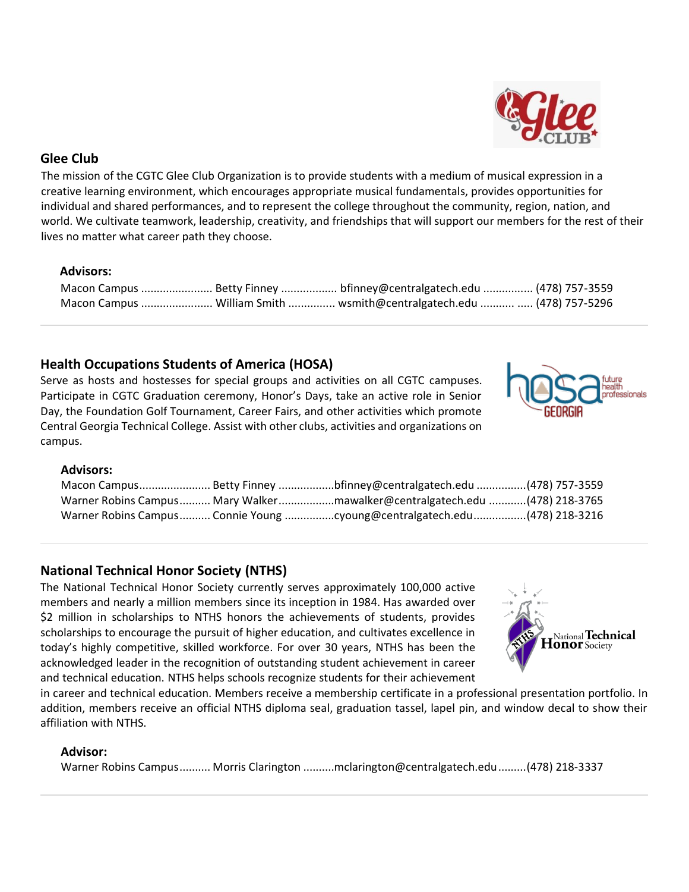## Glee Club

The mission of the CGTC Glee Club Organization is to provide students with a medium of musical expression in a creative learning environment, which encourages appropriate musical fundamentals, provides opportunities for individual and shared performances, and to represent the college throughout the community, region, nation, and world. We cultivate teamwork, leadership, creativity, and friendships that will support our members for the rest of their lives no matter what career path they choose.

**Advisors:**

Macon Campus ....................... Betty Finney .................. bfinney@centralgatech.edu ................ (478) 757-3559
Macon Campus ....................... William Smith ............... wsmith@centralgatech.edu ........... ..... (478) 757-5296

---

## Health Occupations Students of America (HOSA)

Serve as hosts and hostesses for special groups and activities on all CGTC campuses. Participate in CGTC Graduation ceremony, Honor's Days, take an active role in Senior Day, the Foundation Golf Tournament, Career Fairs, and other activities which promote Central Georgia Technical College. Assist with other clubs, activities and organizations on campus.

**Advisors:**

Macon Campus....................... Betty Finney ..................bfinney@centralgatech.edu ................(478) 757-3559
Warner Robins Campus.......... Mary Walker..................mawalker@centralgatech.edu ............(478) 218-3765
Warner Robins Campus.......... Connie Young ................cyoung@centralgatech.edu.................(478) 218-3216

---

## National Technical Honor Society (NTHS)

The National Technical Honor Society currently serves approximately 100,000 active members and nearly a million members since its inception in 1984. Has awarded over $2 million in scholarships to NTHS honors the achievements of students, provides scholarships to encourage the pursuit of higher education, and cultivates excellence in today's highly competitive, skilled workforce. For over 30 years, NTHS has been the acknowledged leader in the recognition of outstanding student achievement in career and technical education. NTHS helps schools recognize students for their achievement in career and technical education. Members receive a membership certificate in a professional presentation portfolio. In addition, members receive an official NTHS diploma seal, graduation tassel, lapel pin, and window decal to show their affiliation with NTHS.

**Advisor:**

Warner Robins Campus.......... Morris Clarington ..........mclarington@centralgatech.edu.........(478) 218-3337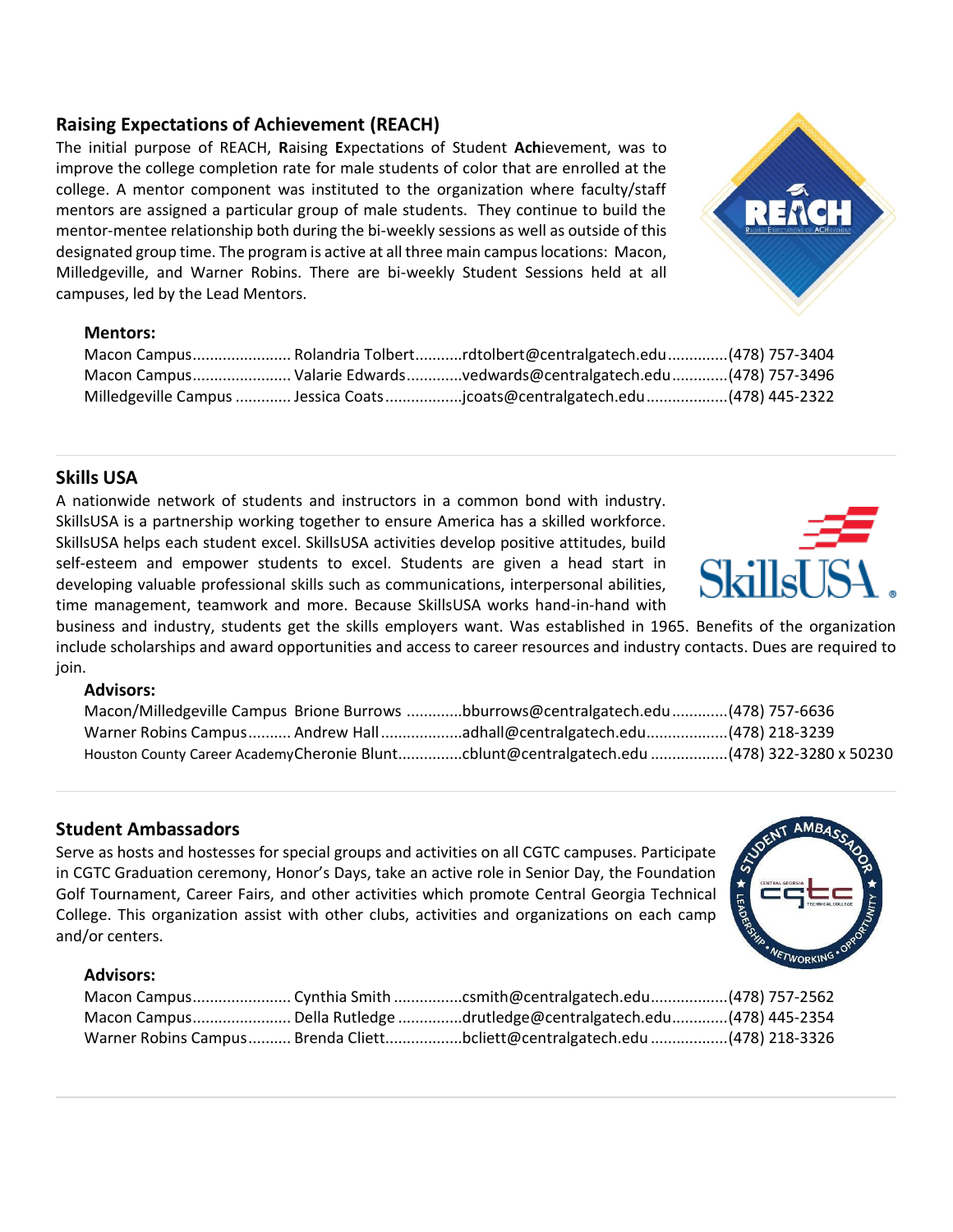## Raising Expectations of Achievement (REACH)

The initial purpose of REACH, **R**aising **E**xpectations of Student **Ach**ievement, was to improve the college completion rate for male students of color that are enrolled at the college. A mentor component was instituted to the organization where faculty/staff mentors are assigned a particular group of male students. They continue to build the mentor-mentee relationship both during the bi-weekly sessions as well as outside of this designated group time. The program is active at all three main campus locations: Macon, Milledgeville, and Warner Robins. There are bi-weekly Student Sessions held at all campuses, led by the Lead Mentors.

### Mentors:

Macon Campus....................... Rolandria Tolbert...........rdtolbert@centralgatech.edu..............(478) 757-3404
Macon Campus....................... Valarie Edwards............vedwards@centralgatech.edu.............(478) 757-3496
Milledgeville Campus ............. Jessica Coats..................jcoats@centralgatech.edu...................(478) 445-2322

## Skills USA

A nationwide network of students and instructors in a common bond with industry. SkillsUSA is a partnership working together to ensure America has a skilled workforce. SkillsUSA helps each student excel. SkillsUSA activities develop positive attitudes, build self-esteem and empower students to excel. Students are given a head start in developing valuable professional skills such as communications, interpersonal abilities, time management, teamwork and more. Because SkillsUSA works hand-in-hand with business and industry, students get the skills employers want. Was established in 1965. Benefits of the organization include scholarships and award opportunities and access to career resources and industry contacts. Dues are required to join.

### Advisors:

Macon/Milledgeville Campus Brione Burrows .............bburrows@centralgatech.edu.............(478) 757-6636
Warner Robins Campus.......... Andrew Hall...................adhall@centralgatech.edu...................(478) 218-3239
Houston County Career AcademyCheronie Blunt...............cblunt@centralgatech.edu ..................(478) 322-3280 x 50230

## Student Ambassadors

Serve as hosts and hostesses for special groups and activities on all CGTC campuses. Participate in CGTC Graduation ceremony, Honor's Days, take an active role in Senior Day, the Foundation Golf Tournament, Career Fairs, and other activities which promote Central Georgia Technical College. This organization assist with other clubs, activities and organizations on each camp and/or centers.

### Advisors:

Macon Campus....................... Cynthia Smith ................csmith@centralgatech.edu..................(478) 757-2562
Macon Campus....................... Della Rutledge ...............drutledge@centralgatech.edu.............(478) 445-2354
Warner Robins Campus.......... Brenda Cliett..................bcliett@centralgatech.edu ..................(478) 218-3326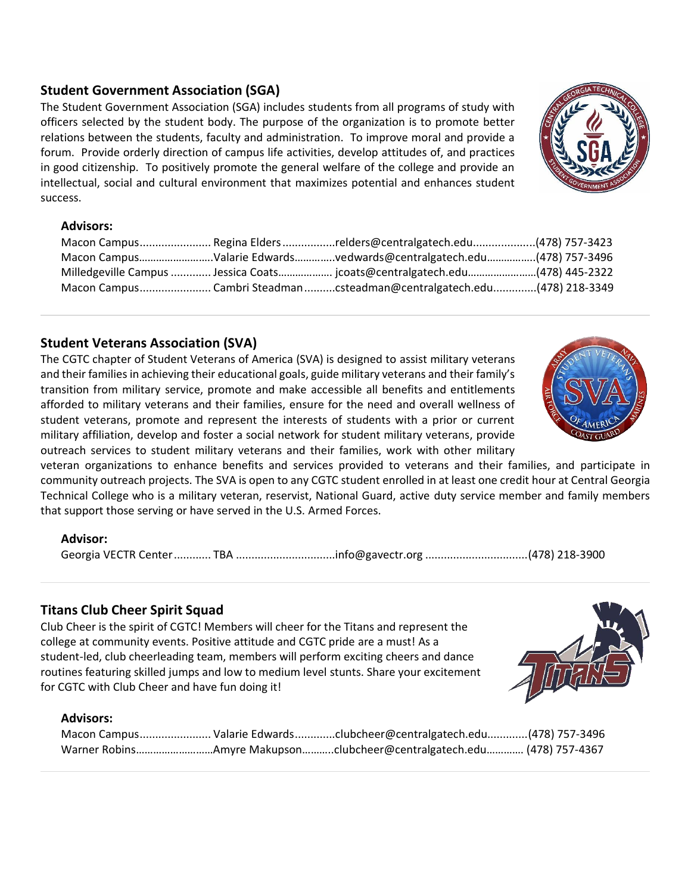## Student Government Association (SGA)

The Student Government Association (SGA) includes students from all programs of study with officers selected by the student body. The purpose of the organization is to promote better relations between the students, faculty and administration. To improve moral and provide a forum. Provide orderly direction of campus life activities, develop attitudes of, and practices in good citizenship. To positively promote the general welfare of the college and provide an intellectual, social and cultural environment that maximizes potential and enhances student success.

**Advisors:**

Macon Campus....................... Regina Elders .................relders@centralgatech.edu....................(478) 757-3423
Macon Campus……………………..Valarie Edwards………….vedwards@centralgatech.edu……………..(478) 757-3496
Milledgeville Campus ............. Jessica Coats………………. jcoats@centralgatech.edu……………………(478) 445-2322
Macon Campus....................... Cambri Steadman ..........csteadman@centralgatech.edu..............(478) 218-3349

---

## Student Veterans Association (SVA)

The CGTC chapter of Student Veterans of America (SVA) is designed to assist military veterans and their families in achieving their educational goals, guide military veterans and their family's transition from military service, promote and make accessible all benefits and entitlements afforded to military veterans and their families, ensure for the need and overall wellness of student veterans, promote and represent the interests of students with a prior or current military affiliation, develop and foster a social network for student military veterans, provide outreach services to student military veterans and their families, work with other military veteran organizations to enhance benefits and services provided to veterans and their families, and participate in community outreach projects. The SVA is open to any CGTC student enrolled in at least one credit hour at Central Georgia Technical College who is a military veteran, reservist, National Guard, active duty service member and family members that support those serving or have served in the U.S. Armed Forces.

**Advisor:**

Georgia VECTR Center............ TBA ................................info@gavectr.org ................................(478) 218-3900

---

## Titans Club Cheer Spirit Squad

Club Cheer is the spirit of CGTC! Members will cheer for the Titans and represent the college at community events. Positive attitude and CGTC pride are a must! As a student-led, club cheerleading team, members will perform exciting cheers and dance routines featuring skilled jumps and low to medium level stunts. Share your excitement for CGTC with Club Cheer and have fun doing it!

**Advisors:**

Macon Campus....................... Valarie Edwards.............clubcheer@centralgatech.edu.............(478) 757-3496
Warner Robins………………………Amyre Makupson………..clubcheer@centralgatech.edu…………. (478) 757-4367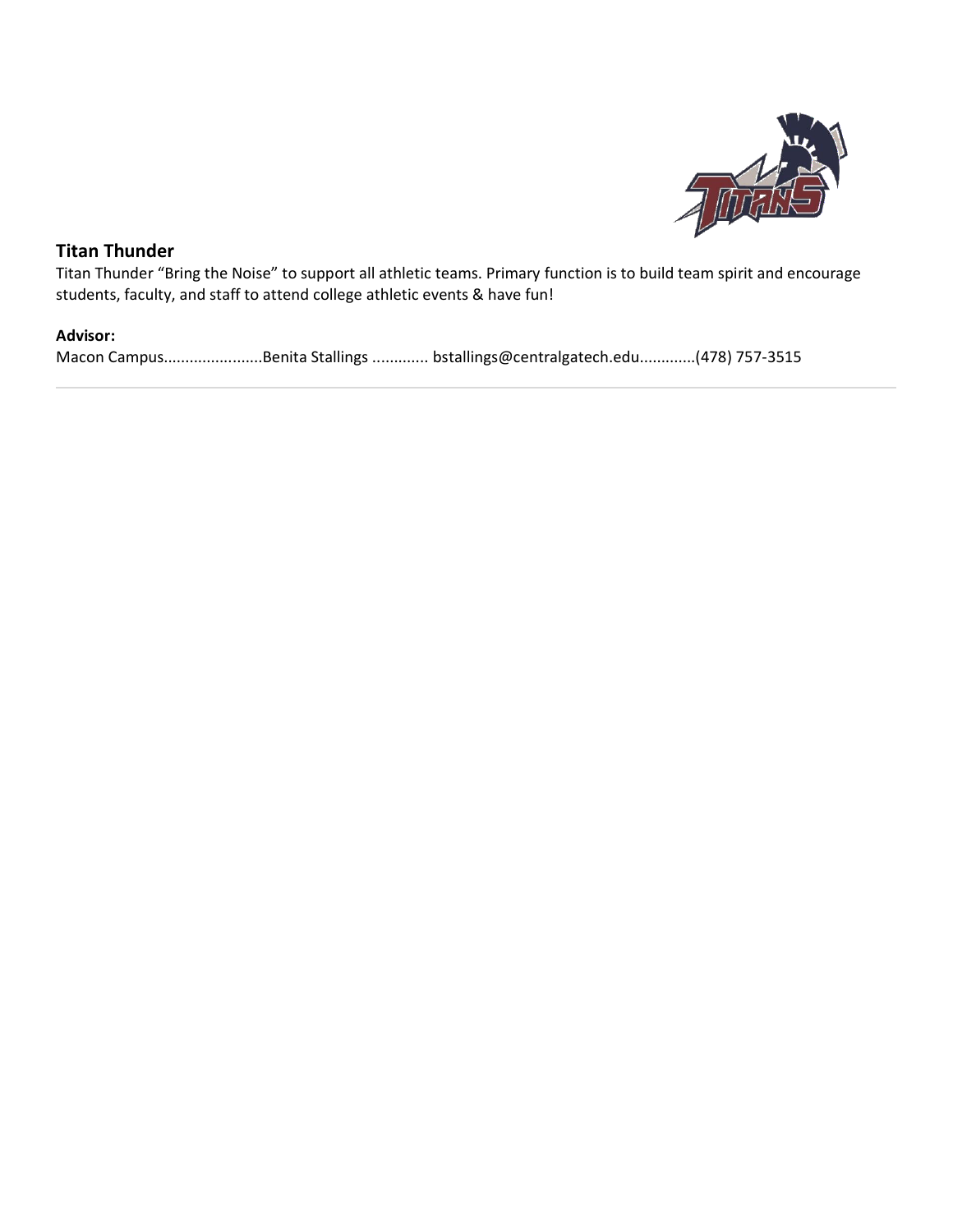## Titan Thunder

Titan Thunder "Bring the Noise" to support all athletic teams. Primary function is to build team spirit and encourage students, faculty, and staff to attend college athletic events & have fun!

**Advisor:**

Macon Campus.......................Benita Stallings ............. bstallings@centralgatech.edu.............(478) 757-3515

---